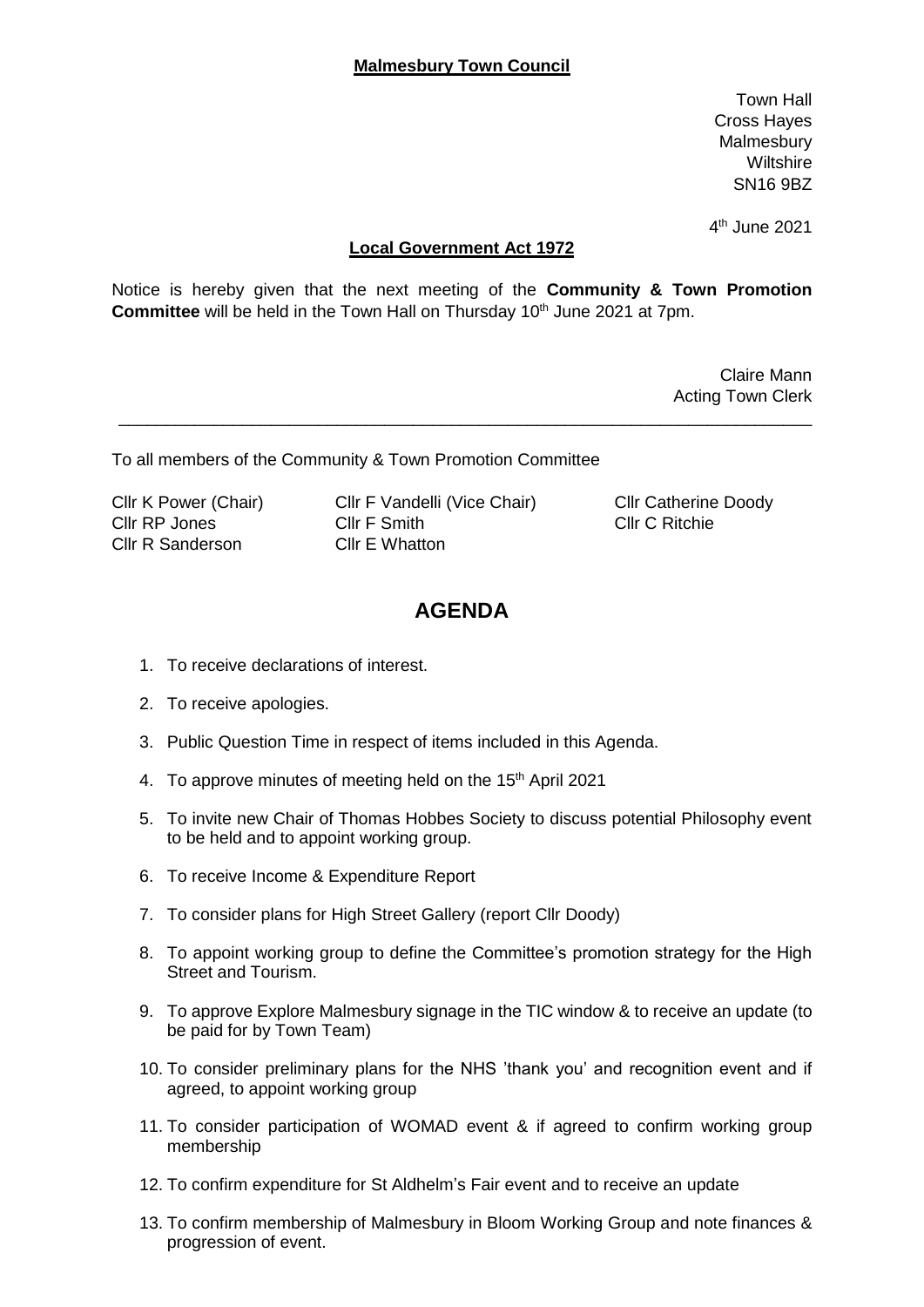**Malmesbury Town Council**

Town Hall
Cross Hayes
Malmesbury
Wiltshire
SN16 9BZ

4th June 2021

**Local Government Act 1972**

Notice is hereby given that the next meeting of the **Community & Town Promotion Committee** will be held in the Town Hall on Thursday 10th June 2021 at 7pm.

Claire Mann
Acting Town Clerk

---

To all members of the Community & Town Promotion Committee

Cllr K Power (Chair)
Cllr F Vandelli (Vice Chair)
Cllr Catherine Doody
Cllr RP Jones
Cllr F Smith
Cllr C Ritchie
Cllr R Sanderson
Cllr E Whatton

# AGENDA

1. To receive declarations of interest.
2. To receive apologies.
3. Public Question Time in respect of items included in this Agenda.
4. To approve minutes of meeting held on the 15th April 2021
5. To invite new Chair of Thomas Hobbes Society to discuss potential Philosophy event to be held and to appoint working group.
6. To receive Income & Expenditure Report
7. To consider plans for High Street Gallery (report Cllr Doody)
8. To appoint working group to define the Committee's promotion strategy for the High Street and Tourism.
9. To approve Explore Malmesbury signage in the TIC window & to receive an update (to be paid for by Town Team)
10. To consider preliminary plans for the NHS 'thank you' and recognition event and if agreed, to appoint working group
11. To consider participation of WOMAD event & if agreed to confirm working group membership
12. To confirm expenditure for St Aldhelm's Fair event and to receive an update
13. To confirm membership of Malmesbury in Bloom Working Group and note finances & progression of event.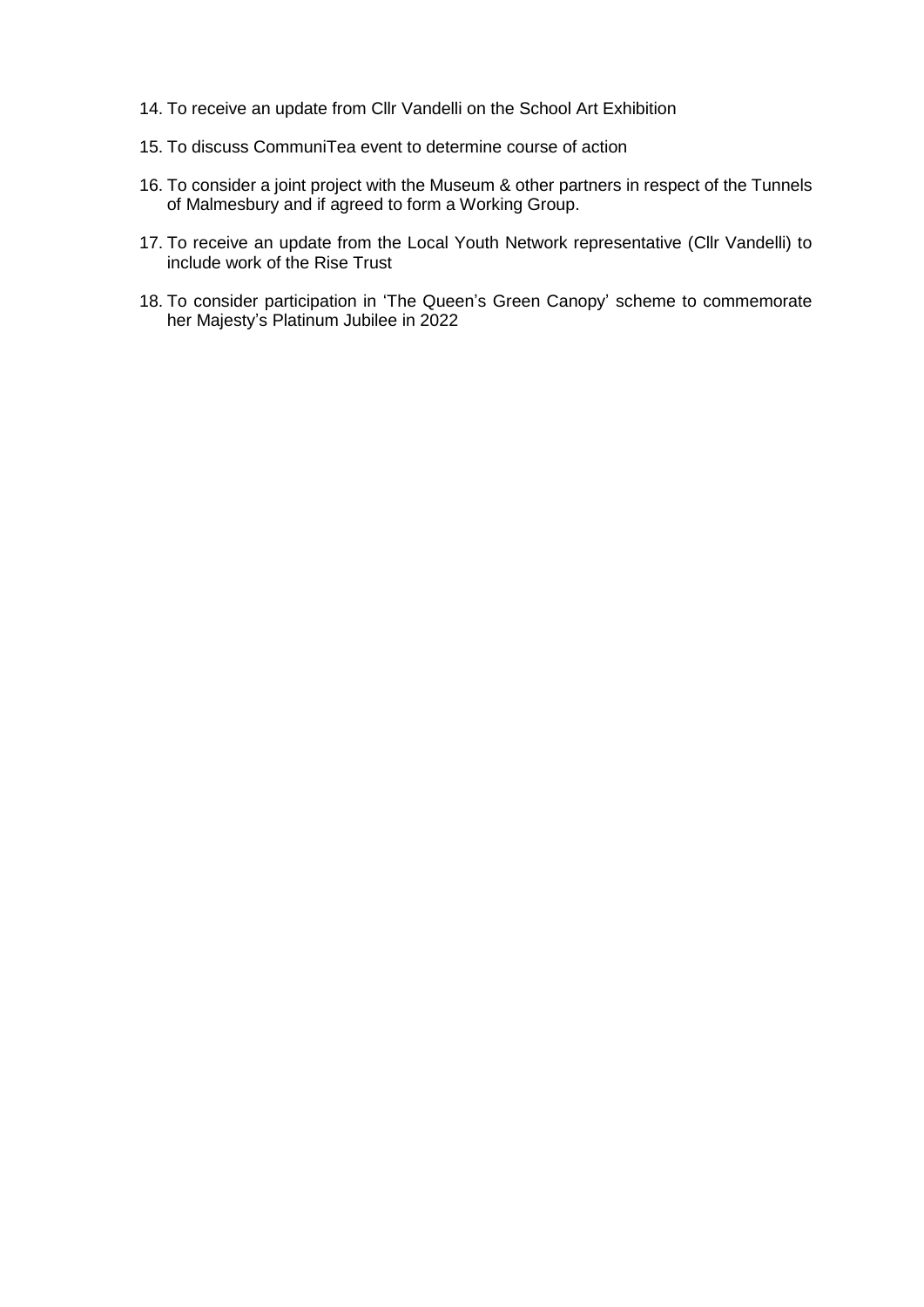14. To receive an update from Cllr Vandelli on the School Art Exhibition
15. To discuss CommuniTea event to determine course of action
16. To consider a joint project with the Museum & other partners in respect of the Tunnels of Malmesbury and if agreed to form a Working Group.
17. To receive an update from the Local Youth Network representative (Cllr Vandelli) to include work of the Rise Trust
18. To consider participation in 'The Queen's Green Canopy' scheme to commemorate her Majesty's Platinum Jubilee in 2022